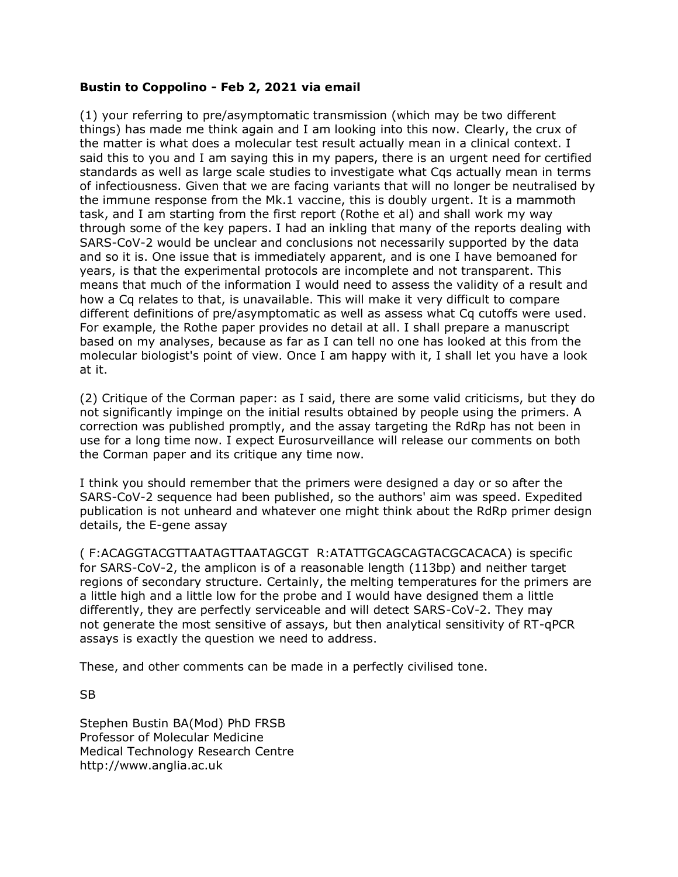**Bustin to Coppolino - Feb 2, 2021 via email**

(1) your referring to pre/asymptomatic transmission (which may be two different things) has made me think again and I am looking into this now. Clearly, the crux of the matter is what does a molecular test result actually mean in a clinical context. I said this to you and I am saying this in my papers, there is an urgent need for certified standards as well as large scale studies to investigate what Cqs actually mean in terms of infectiousness. Given that we are facing variants that will no longer be neutralised by the immune response from the Mk.1 vaccine, this is doubly urgent. It is a mammoth task, and I am starting from the first report (Rothe et al) and shall work my way through some of the key papers. I had an inkling that many of the reports dealing with SARS-CoV-2 would be unclear and conclusions not necessarily supported by the data and so it is. One issue that is immediately apparent, and is one I have bemoaned for years, is that the experimental protocols are incomplete and not transparent. This means that much of the information I would need to assess the validity of a result and how a Cq relates to that, is unavailable. This will make it very difficult to compare different definitions of pre/asymptomatic as well as assess what Cq cutoffs were used. For example, the Rothe paper provides no detail at all. I shall prepare a manuscript based on my analyses, because as far as I can tell no one has looked at this from the molecular biologist's point of view. Once I am happy with it, I shall let you have a look at it.

(2) Critique of the Corman paper: as I said, there are some valid criticisms, but they do not significantly impinge on the initial results obtained by people using the primers. A correction was published promptly, and the assay targeting the RdRp has not been in use for a long time now. I expect Eurosurveillance will release our comments on both the Corman paper and its critique any time now.

I think you should remember that the primers were designed a day or so after the SARS-CoV-2 sequence had been published, so the authors' aim was speed. Expedited publication is not unheard and whatever one might think about the RdRp primer design details, the E-gene assay

( F:ACAGGTACGTTAATAGTTAATAGCGT R:ATATTGCAGCAGTACGCACACA) is specific for SARS-CoV-2, the amplicon is of a reasonable length (113bp) and neither target regions of secondary structure. Certainly, the melting temperatures for the primers are a little high and a little low for the probe and I would have designed them a little differently, they are perfectly serviceable and will detect SARS-CoV-2. They may not generate the most sensitive of assays, but then analytical sensitivity of RT-qPCR assays is exactly the question we need to address.

These, and other comments can be made in a perfectly civilised tone.

SB

Stephen Bustin BA(Mod) PhD FRSB  
Professor of Molecular Medicine  
Medical Technology Research Centre  
http://www.anglia.ac.uk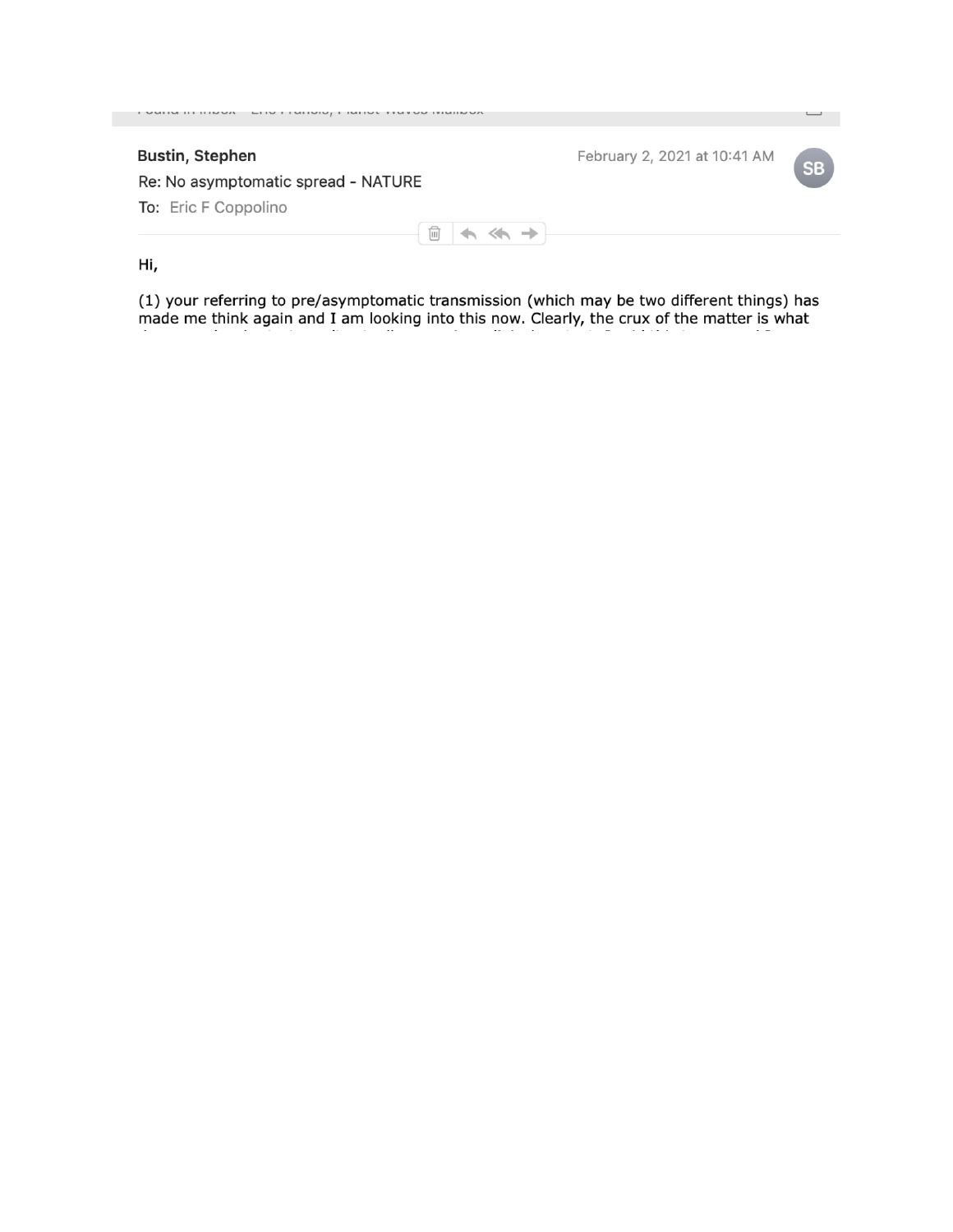**Bustin, Stephen**

February 2, 2021 at 10:41 AM

Re: No asymptomatic spread - NATURE

To: Eric F Coppolino

Hi,

(1) your referring to pre/asymptomatic transmission (which may be two different things) has made me think again and I am looking into this now. Clearly, the crux of the matter is what